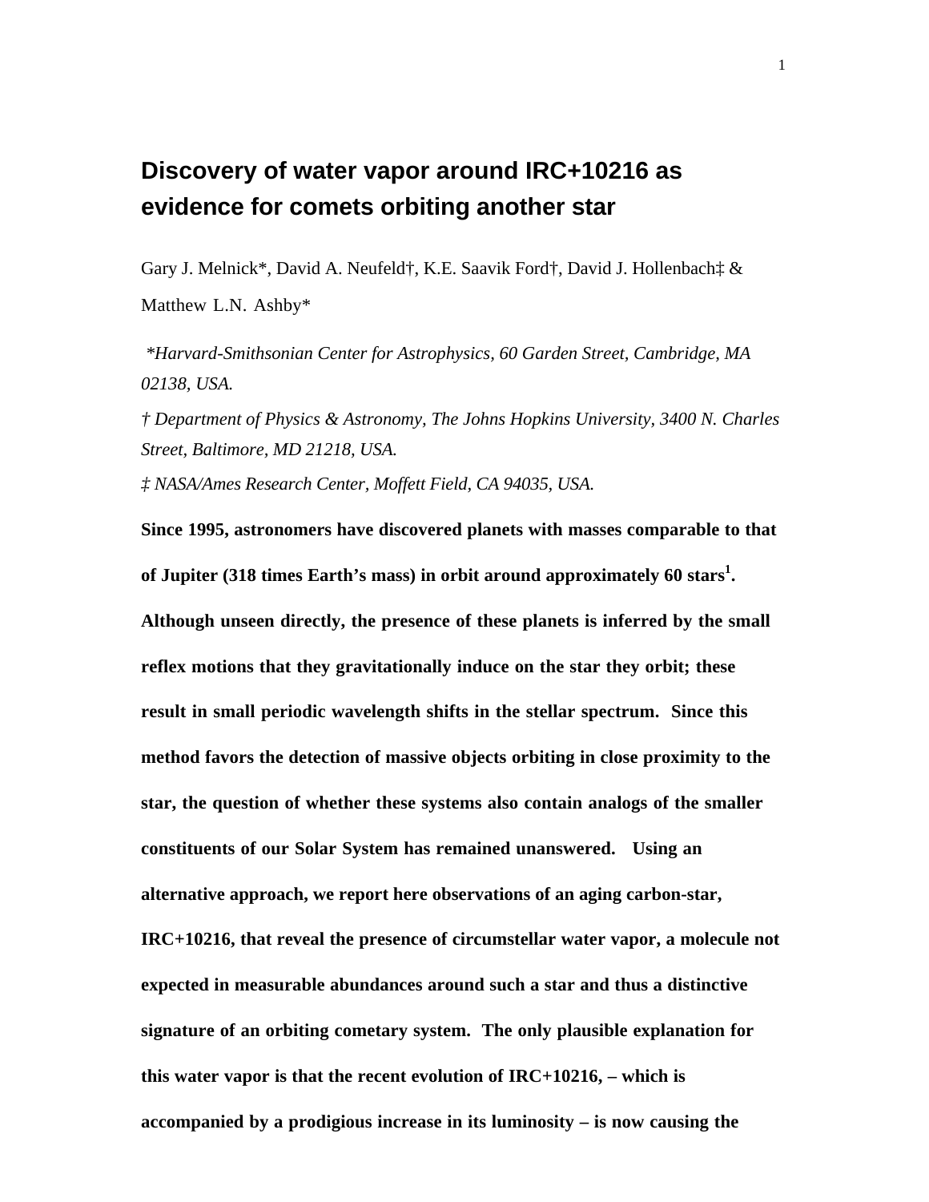# Discovery of water vapor around IRC+10216 as evidence for comets orbiting another star

Gary J. Melnick*, David A. Neufeld†, K.E. Saavik Ford†, David J. Hollenbach‡ & Matthew L.N. Ashby*

*\*Harvard-Smithsonian Center for Astrophysics, 60 Garden Street, Cambridge, MA 02138, USA.*

*† Department of Physics & Astronomy, The Johns Hopkins University, 3400 N. Charles Street, Baltimore, MD 21218, USA.*

*‡ NASA/Ames Research Center, Moffett Field, CA 94035, USA.*

**Since 1995, astronomers have discovered planets with masses comparable to that of Jupiter (318 times Earth's mass) in orbit around approximately 60 stars[1]. Although unseen directly, the presence of these planets is inferred by the small reflex motions that they gravitationally induce on the star they orbit; these result in small periodic wavelength shifts in the stellar spectrum. Since this method favors the detection of massive objects orbiting in close proximity to the star, the question of whether these systems also contain analogs of the smaller constituents of our Solar System has remained unanswered. Using an alternative approach, we report here observations of an aging carbon-star, IRC+10216, that reveal the presence of circumstellar water vapor, a molecule not expected in measurable abundances around such a star and thus a distinctive signature of an orbiting cometary system. The only plausible explanation for this water vapor is that the recent evolution of IRC+10216, – which is accompanied by a prodigious increase in its luminosity – is now causing the**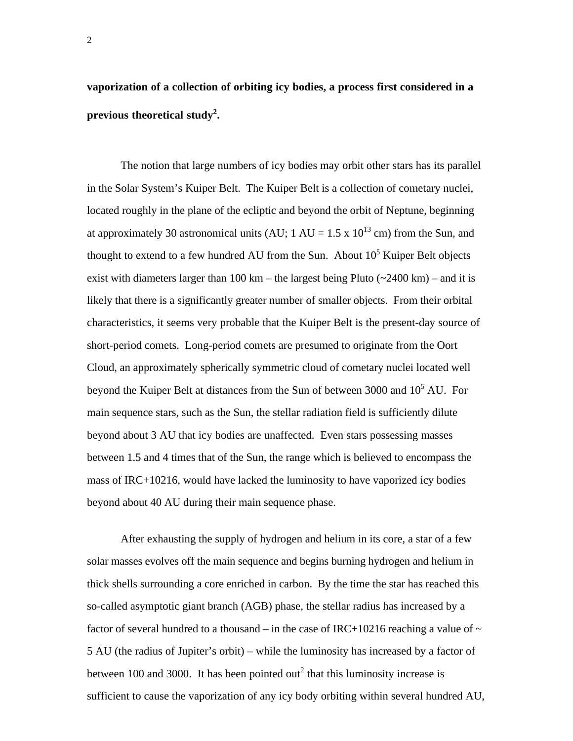**vaporization of a collection of orbiting icy bodies, a process first considered in a previous theoretical study[2].**

The notion that large numbers of icy bodies may orbit other stars has its parallel in the Solar System's Kuiper Belt. The Kuiper Belt is a collection of cometary nuclei, located roughly in the plane of the ecliptic and beyond the orbit of Neptune, beginning at approximately 30 astronomical units (AU; 1 AU = $1.5 \times 10^{13}$ cm) from the Sun, and thought to extend to a few hundred AU from the Sun. About $10^5$ Kuiper Belt objects exist with diameters larger than 100 km – the largest being Pluto (~2400 km) – and it is likely that there is a significantly greater number of smaller objects. From their orbital characteristics, it seems very probable that the Kuiper Belt is the present-day source of short-period comets. Long-period comets are presumed to originate from the Oort Cloud, an approximately spherically symmetric cloud of cometary nuclei located well beyond the Kuiper Belt at distances from the Sun of between 3000 and $10^5$ AU. For main sequence stars, such as the Sun, the stellar radiation field is sufficiently dilute beyond about 3 AU that icy bodies are unaffected. Even stars possessing masses between 1.5 and 4 times that of the Sun, the range which is believed to encompass the mass of IRC+10216, would have lacked the luminosity to have vaporized icy bodies beyond about 40 AU during their main sequence phase.

After exhausting the supply of hydrogen and helium in its core, a star of a few solar masses evolves off the main sequence and begins burning hydrogen and helium in thick shells surrounding a core enriched in carbon. By the time the star has reached this so-called asymptotic giant branch (AGB) phase, the stellar radius has increased by a factor of several hundred to a thousand – in the case of IRC+10216 reaching a value of ~ 5 AU (the radius of Jupiter's orbit) – while the luminosity has increased by a factor of between 100 and 3000. It has been pointed out[2] that this luminosity increase is sufficient to cause the vaporization of any icy body orbiting within several hundred AU,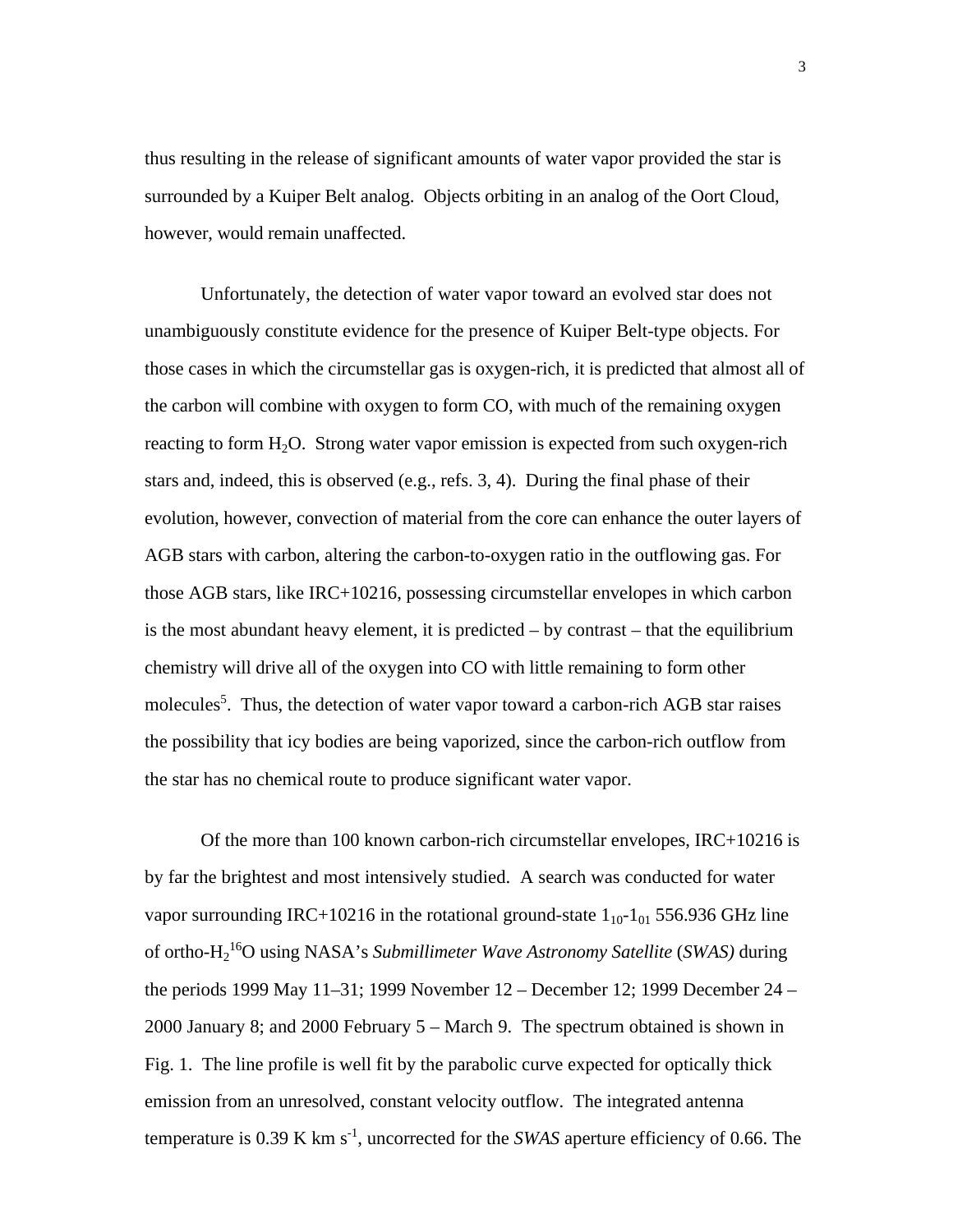thus resulting in the release of significant amounts of water vapor provided the star is surrounded by a Kuiper Belt analog. Objects orbiting in an analog of the Oort Cloud, however, would remain unaffected.

Unfortunately, the detection of water vapor toward an evolved star does not unambiguously constitute evidence for the presence of Kuiper Belt-type objects. For those cases in which the circumstellar gas is oxygen-rich, it is predicted that almost all of the carbon will combine with oxygen to form CO, with much of the remaining oxygen reacting to form $H_2O$. Strong water vapor emission is expected from such oxygen-rich stars and, indeed, this is observed (e.g., refs. 3, 4). During the final phase of their evolution, however, convection of material from the core can enhance the outer layers of AGB stars with carbon, altering the carbon-to-oxygen ratio in the outflowing gas. For those AGB stars, like IRC+10216, possessing circumstellar envelopes in which carbon is the most abundant heavy element, it is predicted – by contrast – that the equilibrium chemistry will drive all of the oxygen into CO with little remaining to form other molecules[5]. Thus, the detection of water vapor toward a carbon-rich AGB star raises the possibility that icy bodies are being vaporized, since the carbon-rich outflow from the star has no chemical route to produce significant water vapor.

Of the more than 100 known carbon-rich circumstellar envelopes, IRC+10216 is by far the brightest and most intensively studied. A search was conducted for water vapor surrounding IRC+10216 in the rotational ground-state $1_{10}$-$1_{01}$ 556.936 GHz line of ortho-$H_2{}^{16}O$ using NASA's *Submillimeter Wave Astronomy Satellite* (*SWAS)* during the periods 1999 May 11–31; 1999 November 12 – December 12; 1999 December 24 – 2000 January 8; and 2000 February 5 – March 9. The spectrum obtained is shown in Fig. 1. The line profile is well fit by the parabolic curve expected for optically thick emission from an unresolved, constant velocity outflow. The integrated antenna temperature is 0.39 K km $s^{-1}$, uncorrected for the *SWAS* aperture efficiency of 0.66. The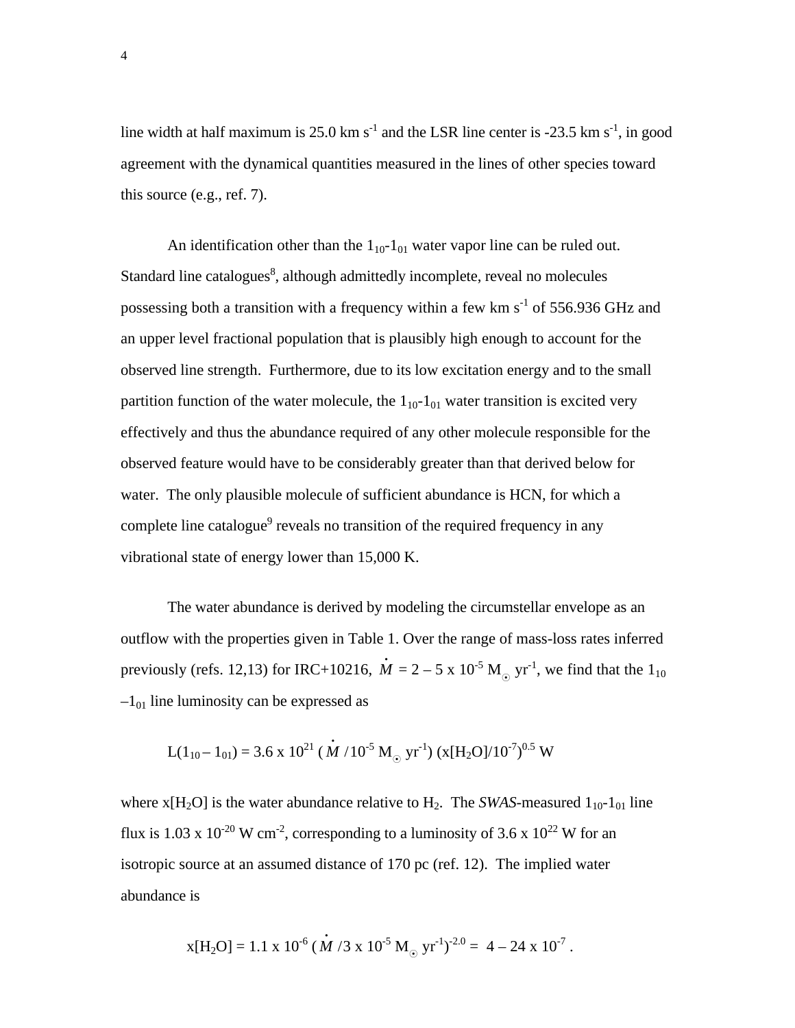line width at half maximum is 25.0 km $s^{-1}$ and the LSR line center is -23.5 km $s^{-1}$, in good agreement with the dynamical quantities measured in the lines of other species toward this source (e.g., ref. 7).

An identification other than the $1_{10}$-$1_{01}$ water vapor line can be ruled out. Standard line catalogues[8], although admittedly incomplete, reveal no molecules possessing both a transition with a frequency within a few km $s^{-1}$ of 556.936 GHz and an upper level fractional population that is plausibly high enough to account for the observed line strength. Furthermore, due to its low excitation energy and to the small partition function of the water molecule, the $1_{10}$-$1_{01}$ water transition is excited very effectively and thus the abundance required of any other molecule responsible for the observed feature would have to be considerably greater than that derived below for water. The only plausible molecule of sufficient abundance is HCN, for which a complete line catalogue[9] reveals no transition of the required frequency in any vibrational state of energy lower than 15,000 K.

The water abundance is derived by modeling the circumstellar envelope as an outflow with the properties given in Table 1. Over the range of mass-loss rates inferred previously (refs. 12,13) for IRC+10216, $\dot{M}$ = 2 – 5 x $10^{-5}$ $M_\odot$ $yr^{-1}$, we find that the $1_{10}$ –$1_{01}$ line luminosity can be expressed as

$$L(1_{10} - 1_{01}) = 3.6 \times 10^{21} \, (\dot{M} / 10^{-5} \, M_\odot \, yr^{-1}) \, (x[H_2O]/10^{-7})^{0.5} \, W$$

where $x[H_2O]$ is the water abundance relative to $H_2$. The *SWAS*-measured $1_{10}$-$1_{01}$ line flux is 1.03 x $10^{-20}$ W $cm^{-2}$, corresponding to a luminosity of 3.6 x $10^{22}$ W for an isotropic source at an assumed distance of 170 pc (ref. 12). The implied water abundance is

$$x[H_2O] = 1.1 \times 10^{-6} \, (\dot{M} / 3 \times 10^{-5} \, M_\odot \, yr^{-1})^{-2.0} = 4 - 24 \times 10^{-7} \, .$$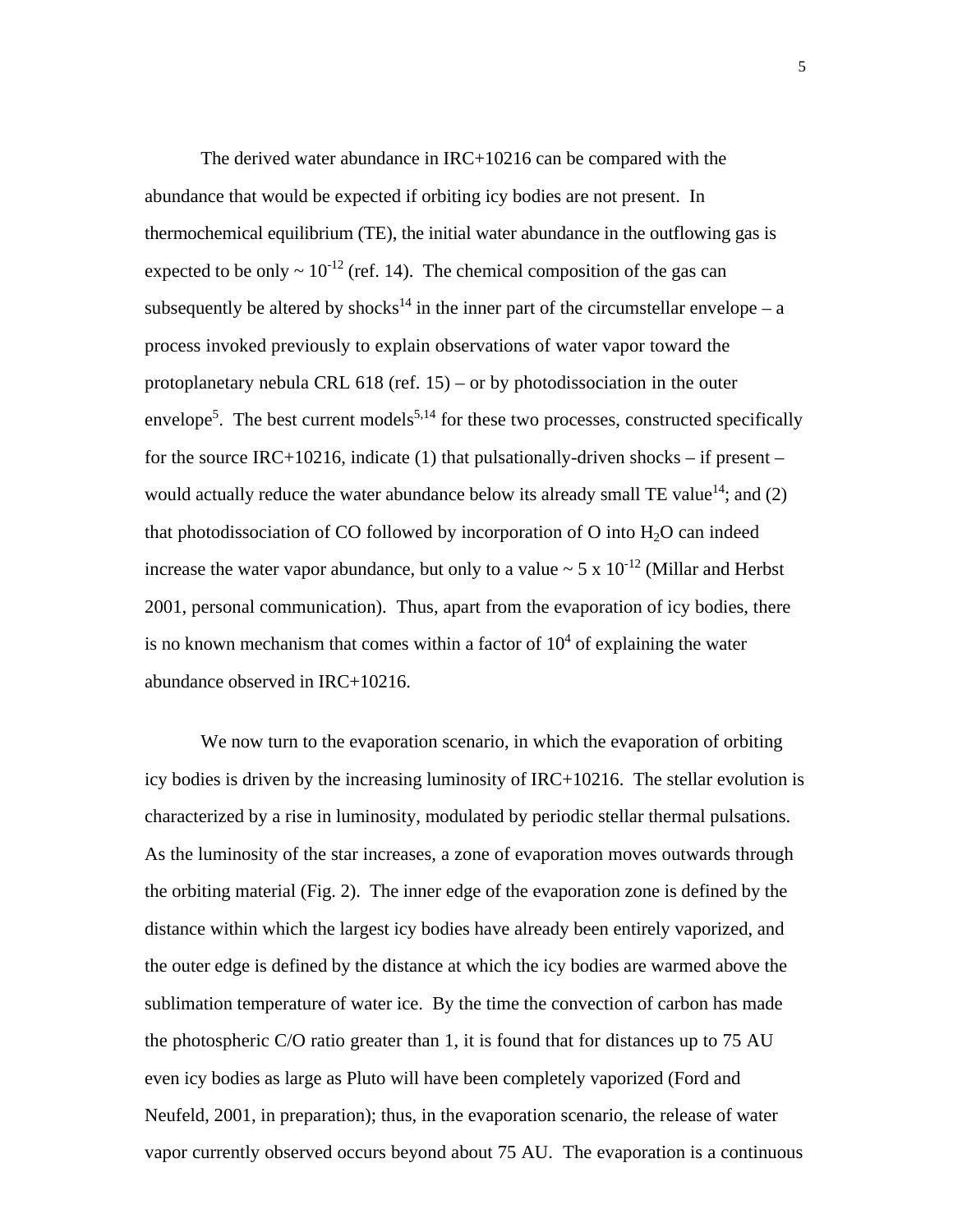The derived water abundance in IRC+10216 can be compared with the abundance that would be expected if orbiting icy bodies are not present. In thermochemical equilibrium (TE), the initial water abundance in the outflowing gas is expected to be only ~ $10^{-12}$ (ref. 14). The chemical composition of the gas can subsequently be altered by shocks[14] in the inner part of the circumstellar envelope – a process invoked previously to explain observations of water vapor toward the protoplanetary nebula CRL 618 (ref. 15) – or by photodissociation in the outer envelope[5]. The best current models[5,14] for these two processes, constructed specifically for the source IRC+10216, indicate (1) that pulsationally-driven shocks – if present – would actually reduce the water abundance below its already small TE value[14]; and (2) that photodissociation of CO followed by incorporation of O into $H_2O$ can indeed increase the water vapor abundance, but only to a value ~ 5 x $10^{-12}$ (Millar and Herbst 2001, personal communication). Thus, apart from the evaporation of icy bodies, there is no known mechanism that comes within a factor of $10^4$ of explaining the water abundance observed in IRC+10216.

We now turn to the evaporation scenario, in which the evaporation of orbiting icy bodies is driven by the increasing luminosity of IRC+10216. The stellar evolution is characterized by a rise in luminosity, modulated by periodic stellar thermal pulsations. As the luminosity of the star increases, a zone of evaporation moves outwards through the orbiting material (Fig. 2). The inner edge of the evaporation zone is defined by the distance within which the largest icy bodies have already been entirely vaporized, and the outer edge is defined by the distance at which the icy bodies are warmed above the sublimation temperature of water ice. By the time the convection of carbon has made the photospheric C/O ratio greater than 1, it is found that for distances up to 75 AU even icy bodies as large as Pluto will have been completely vaporized (Ford and Neufeld, 2001, in preparation); thus, in the evaporation scenario, the release of water vapor currently observed occurs beyond about 75 AU. The evaporation is a continuous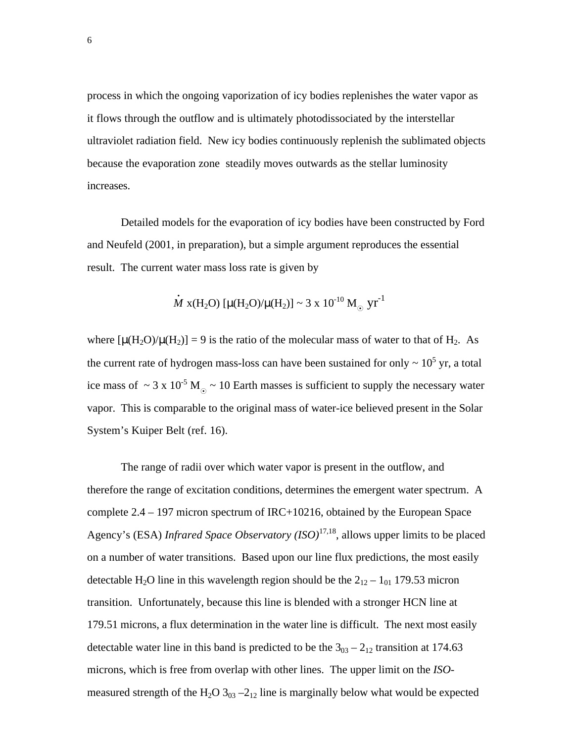process in which the ongoing vaporization of icy bodies replenishes the water vapor as it flows through the outflow and is ultimately photodissociated by the interstellar ultraviolet radiation field. New icy bodies continuously replenish the sublimated objects because the evaporation zone steadily moves outwards as the stellar luminosity increases.

Detailed models for the evaporation of icy bodies have been constructed by Ford and Neufeld (2001, in preparation), but a simple argument reproduces the essential result. The current water mass loss rate is given by

$$\dot{M}\ x(H_2O)\ [\mu(H_2O)/\mu(H_2)] \sim 3 \times 10^{-10}\ M_\odot\ yr^{-1}$$

where $[\mu(H_2O)/\mu(H_2)] = 9$ is the ratio of the molecular mass of water to that of $H_2$. As the current rate of hydrogen mass-loss can have been sustained for only $\sim 10^5$ yr, a total ice mass of $\sim 3 \times 10^{-5}\ M_\odot \sim 10$ Earth masses is sufficient to supply the necessary water vapor. This is comparable to the original mass of water-ice believed present in the Solar System's Kuiper Belt (ref. 16).

The range of radii over which water vapor is present in the outflow, and therefore the range of excitation conditions, determines the emergent water spectrum. A complete 2.4 – 197 micron spectrum of IRC+10216, obtained by the European Space Agency's (ESA) *Infrared Space Observatory (ISO)*[17,18], allows upper limits to be placed on a number of water transitions. Based upon our line flux predictions, the most easily detectable $H_2O$ line in this wavelength region should be the $2_{12} – 1_{01}$ 179.53 micron transition. Unfortunately, because this line is blended with a stronger HCN line at 179.51 microns, a flux determination in the water line is difficult. The next most easily detectable water line in this band is predicted to be the $3_{03} – 2_{12}$ transition at 174.63 microns, which is free from overlap with other lines. The upper limit on the *ISO*-measured strength of the $H_2O$ $3_{03} – 2_{12}$ line is marginally below what would be expected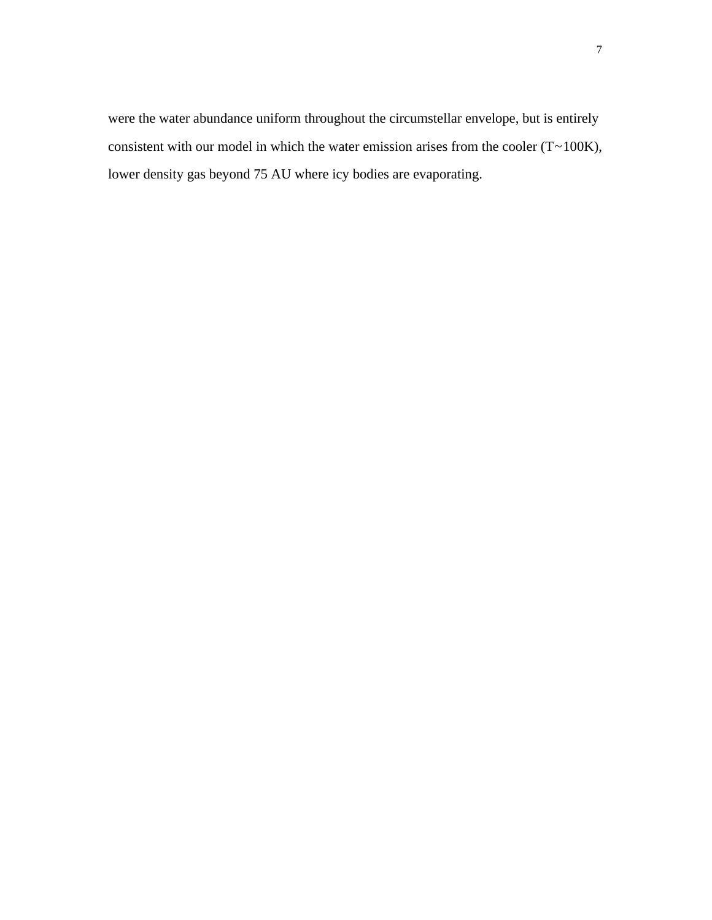were the water abundance uniform throughout the circumstellar envelope, but is entirely consistent with our model in which the water emission arises from the cooler (T~100K), lower density gas beyond 75 AU where icy bodies are evaporating.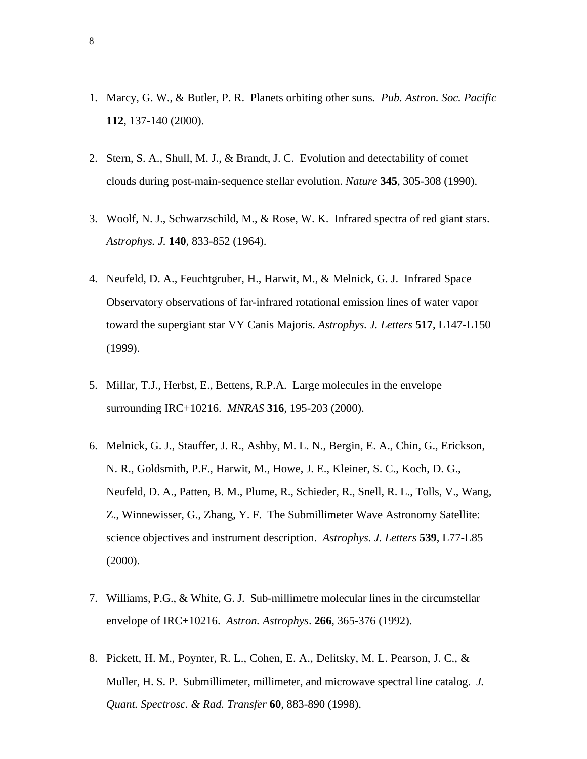1. Marcy, G. W., & Butler, P. R. Planets orbiting other suns. *Pub. Astron. Soc. Pacific* **112**, 137-140 (2000).

2. Stern, S. A., Shull, M. J., & Brandt, J. C. Evolution and detectability of comet clouds during post-main-sequence stellar evolution. *Nature* **345**, 305-308 (1990).

3. Woolf, N. J., Schwarzschild, M., & Rose, W. K. Infrared spectra of red giant stars. *Astrophys. J.* **140**, 833-852 (1964).

4. Neufeld, D. A., Feuchtgruber, H., Harwit, M., & Melnick, G. J. Infrared Space Observatory observations of far-infrared rotational emission lines of water vapor toward the supergiant star VY Canis Majoris. *Astrophys. J. Letters* **517**, L147-L150 (1999).

5. Millar, T.J., Herbst, E., Bettens, R.P.A. Large molecules in the envelope surrounding IRC+10216. *MNRAS* **316**, 195-203 (2000).

6. Melnick, G. J., Stauffer, J. R., Ashby, M. L. N., Bergin, E. A., Chin, G., Erickson, N. R., Goldsmith, P.F., Harwit, M., Howe, J. E., Kleiner, S. C., Koch, D. G., Neufeld, D. A., Patten, B. M., Plume, R., Schieder, R., Snell, R. L., Tolls, V., Wang, Z., Winnewisser, G., Zhang, Y. F. The Submillimeter Wave Astronomy Satellite: science objectives and instrument description. *Astrophys. J. Letters* **539**, L77-L85 (2000).

7. Williams, P.G., & White, G. J. Sub-millimetre molecular lines in the circumstellar envelope of IRC+10216. *Astron. Astrophys*. **266**, 365-376 (1992).

8. Pickett, H. M., Poynter, R. L., Cohen, E. A., Delitsky, M. L. Pearson, J. C., & Muller, H. S. P. Submillimeter, millimeter, and microwave spectral line catalog. *J. Quant. Spectrosc. & Rad. Transfer* **60**, 883-890 (1998).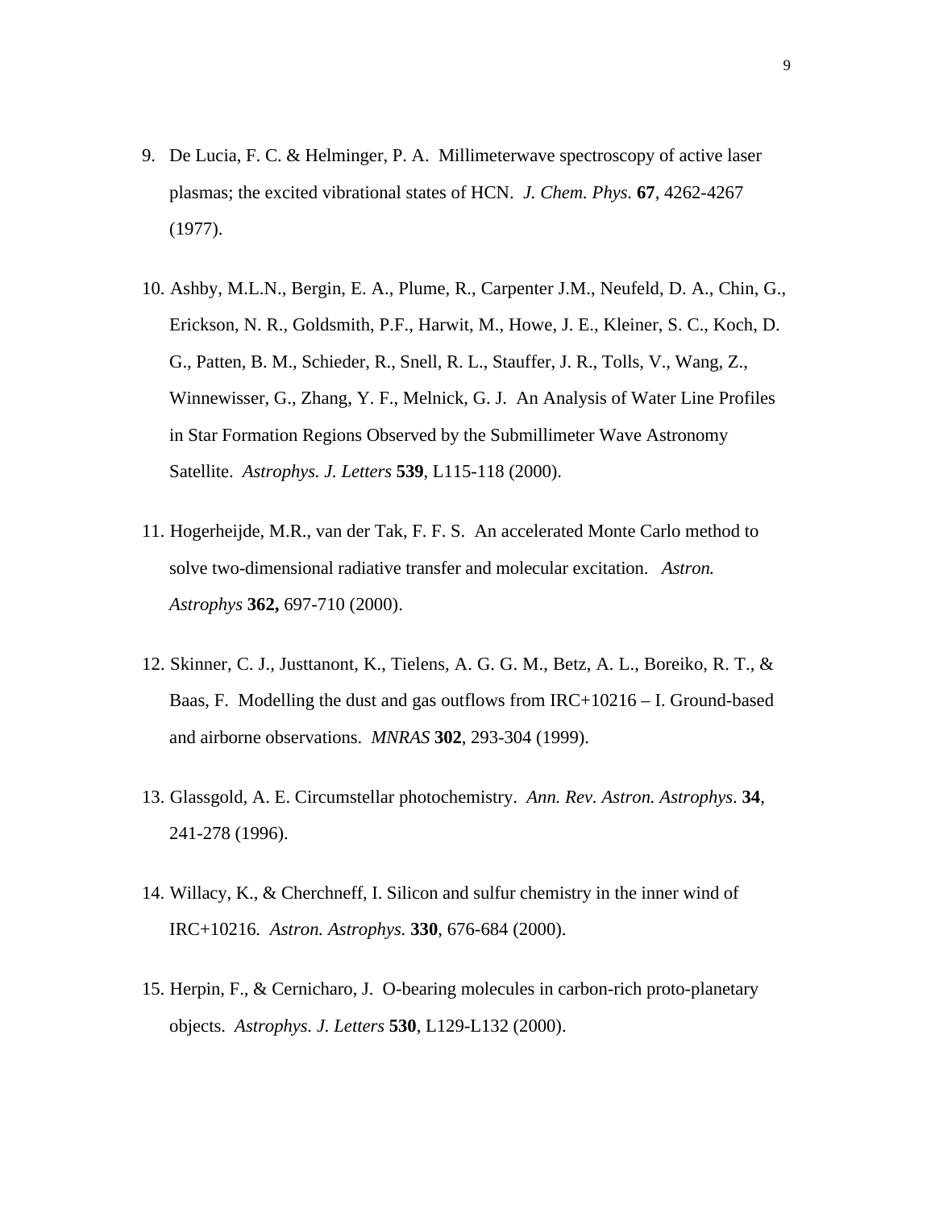9. De Lucia, F. C. & Helminger, P. A. Millimeterwave spectroscopy of active laser plasmas; the excited vibrational states of HCN. *J. Chem. Phys.* **67**, 4262-4267 (1977).

10. Ashby, M.L.N., Bergin, E. A., Plume, R., Carpenter J.M., Neufeld, D. A., Chin, G., Erickson, N. R., Goldsmith, P.F., Harwit, M., Howe, J. E., Kleiner, S. C., Koch, D. G., Patten, B. M., Schieder, R., Snell, R. L., Stauffer, J. R., Tolls, V., Wang, Z., Winnewisser, G., Zhang, Y. F., Melnick, G. J. An Analysis of Water Line Profiles in Star Formation Regions Observed by the Submillimeter Wave Astronomy Satellite. *Astrophys. J. Letters* **539**, L115-118 (2000).

11. Hogerheijde, M.R., van der Tak, F. F. S. An accelerated Monte Carlo method to solve two-dimensional radiative transfer and molecular excitation. *Astron. Astrophys* **362,** 697-710 (2000).

12. Skinner, C. J., Justtanont, K., Tielens, A. G. G. M., Betz, A. L., Boreiko, R. T., & Baas, F. Modelling the dust and gas outflows from IRC+10216 – I. Ground-based and airborne observations. *MNRAS* **302**, 293-304 (1999).

13. Glassgold, A. E. Circumstellar photochemistry. *Ann. Rev. Astron. Astrophys*. **34**, 241-278 (1996).

14. Willacy, K., & Cherchneff, I. Silicon and sulfur chemistry in the inner wind of IRC+10216. *Astron. Astrophys.* **330**, 676-684 (2000).

15. Herpin, F., & Cernicharo, J. O-bearing molecules in carbon-rich proto-planetary objects. *Astrophys. J. Letters* **530**, L129-L132 (2000).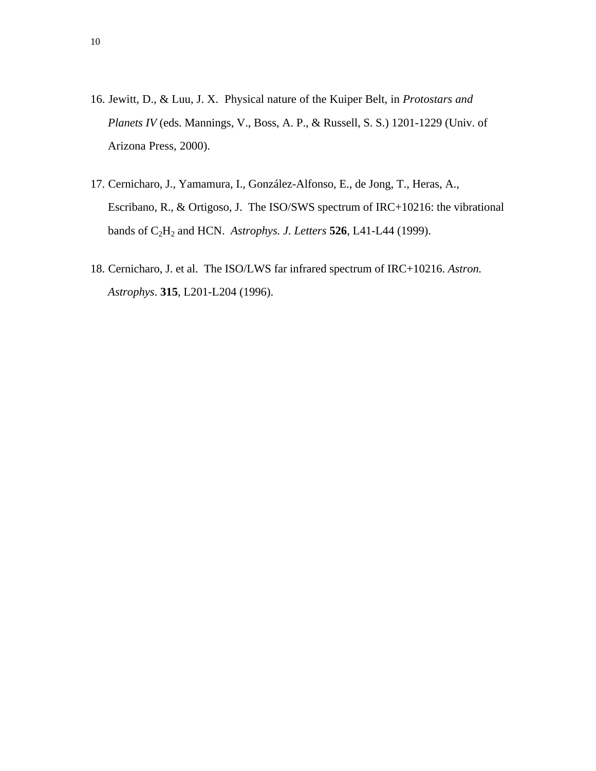16. Jewitt, D., & Luu, J. X. Physical nature of the Kuiper Belt, in *Protostars and Planets IV* (eds. Mannings, V., Boss, A. P., & Russell, S. S.) 1201-1229 (Univ. of Arizona Press, 2000).

17. Cernicharo, J., Yamamura, I., González-Alfonso, E., de Jong, T., Heras, A., Escribano, R., & Ortigoso, J. The ISO/SWS spectrum of IRC+10216: the vibrational bands of $C_2H_2$ and HCN. *Astrophys. J. Letters* **526**, L41-L44 (1999).

18. Cernicharo, J. et al. The ISO/LWS far infrared spectrum of IRC+10216. *Astron. Astrophys*. **315**, L201-L204 (1996).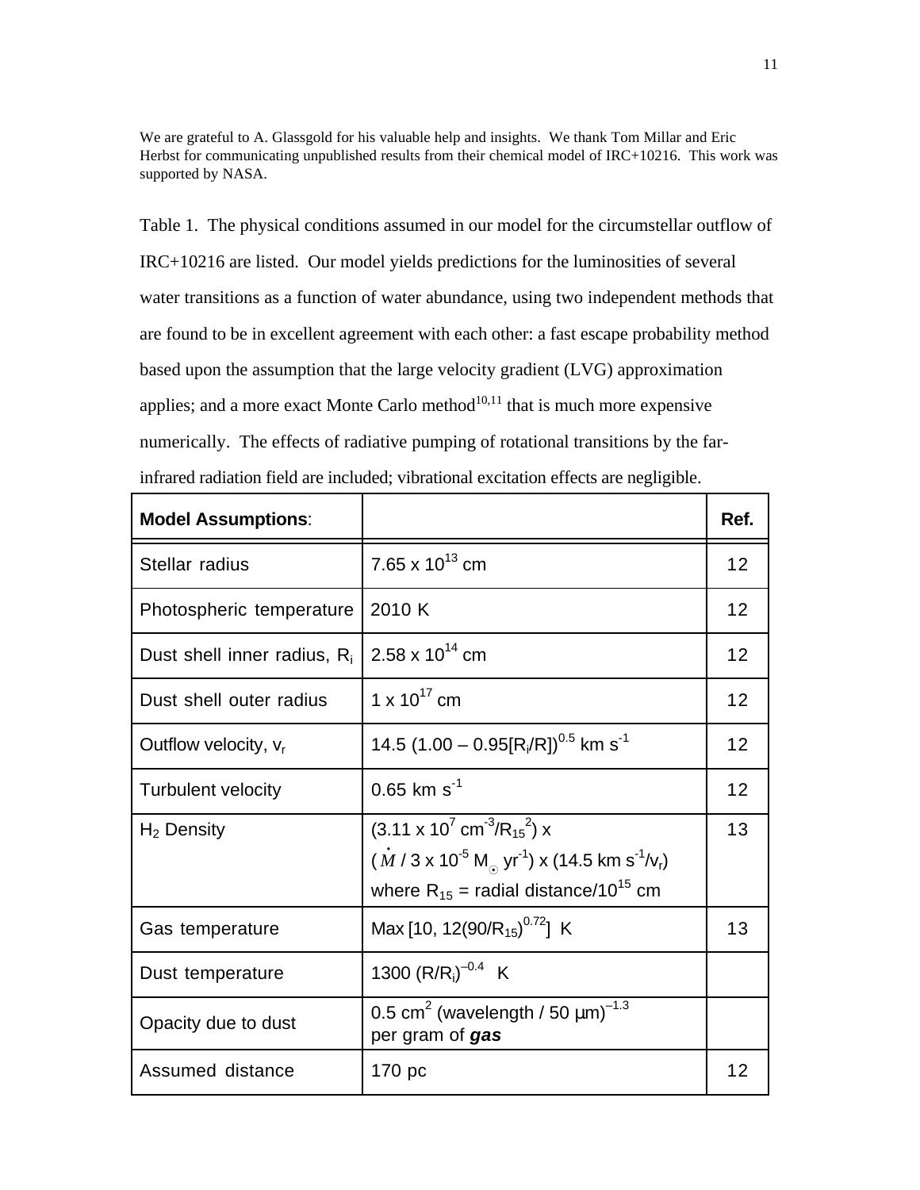We are grateful to A. Glassgold for his valuable help and insights. We thank Tom Millar and Eric Herbst for communicating unpublished results from their chemical model of IRC+10216. This work was supported by NASA.

Table 1. The physical conditions assumed in our model for the circumstellar outflow of IRC+10216 are listed. Our model yields predictions for the luminosities of several water transitions as a function of water abundance, using two independent methods that are found to be in excellent agreement with each other: a fast escape probability method based upon the assumption that the large velocity gradient (LVG) approximation applies; and a more exact Monte Carlo method[10,11] that is much more expensive numerically. The effects of radiative pumping of rotational transitions by the far-infrared radiation field are included; vibrational excitation effects are negligible.

| **Model Assumptions**: | | **Ref.** |
|---|---|---|
| Stellar radius | $7.65 \times 10^{13}$ cm | 12 |
| Photospheric temperature | 2010 K | 12 |
| Dust shell inner radius, $R_i$ | $2.58 \times 10^{14}$ cm | 12 |
| Dust shell outer radius | $1 \times 10^{17}$ cm | 12 |
| Outflow velocity, $v_r$ | $14.5\,(1.00 - 0.95[R_i/R])^{0.5}$ km s$^{-1}$ | 12 |
| Turbulent velocity | 0.65 km s$^{-1}$ | 12 |
| $H_2$ Density | $(3.11 \times 10^7\ \mathrm{cm^{-3}}/R_{15}^2) \times (\dot{M} / 3 \times 10^{-5}\ M_\odot\ \mathrm{yr^{-1}}) \times (14.5\ \mathrm{km\ s^{-1}}/v_r)$ where $R_{15}$ = radial distance/$10^{15}$ cm | 13 |
| Gas temperature | Max $[10, 12(90/R_{15})^{0.72}]$ K | 13 |
| Dust temperature | $1300\,(R/R_i)^{-0.4}$ K | |
| Opacity due to dust | 0.5 cm$^2$ (wavelength / 50 μm)$^{-1.3}$ per gram of ***gas*** | |
| Assumed distance | 170 pc | 12 |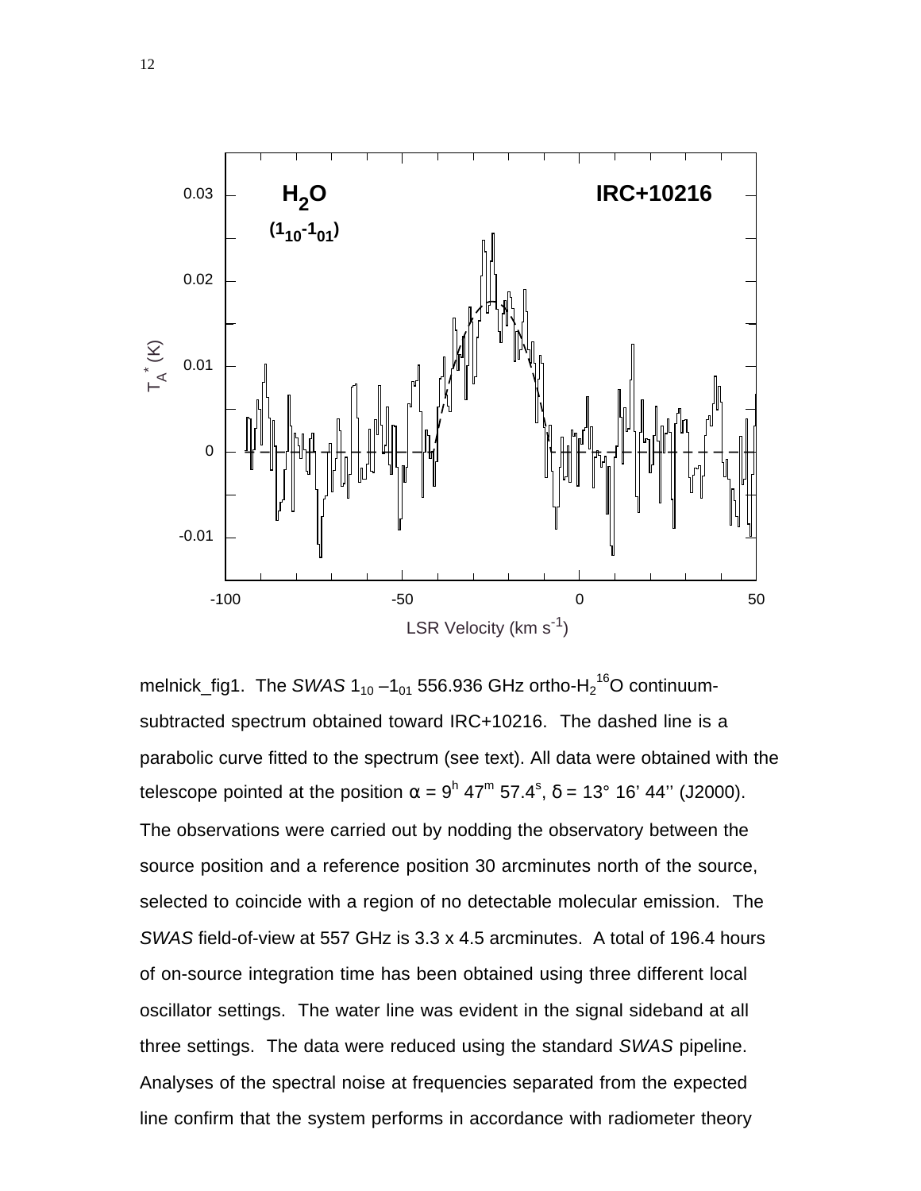melnick_fig1. The *SWAS* $1_{10}$ –$1_{01}$ 556.936 GHz ortho-$H_2{}^{16}O$ continuum-subtracted spectrum obtained toward IRC+10216. The dashed line is a parabolic curve fitted to the spectrum (see text). All data were obtained with the telescope pointed at the position $\alpha = 9^h\ 47^m\ 57.4^s$, $\delta = 13°\ 16'\ 44''$ (J2000). The observations were carried out by nodding the observatory between the source position and a reference position 30 arcminutes north of the source, selected to coincide with a region of no detectable molecular emission. The *SWAS* field-of-view at 557 GHz is 3.3 x 4.5 arcminutes. A total of 196.4 hours of on-source integration time has been obtained using three different local oscillator settings. The water line was evident in the signal sideband at all three settings. The data were reduced using the standard *SWAS* pipeline. Analyses of the spectral noise at frequencies separated from the expected line confirm that the system performs in accordance with radiometer theory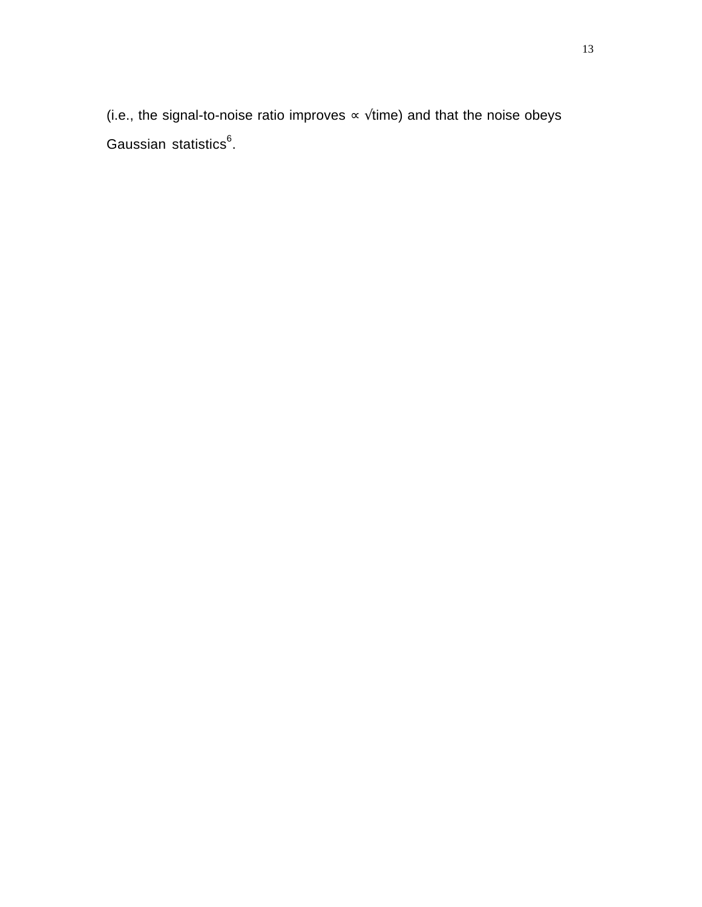(i.e., the signal-to-noise ratio improves $\propto \sqrt{\text{time}}$) and that the noise obeys Gaussian statistics[6].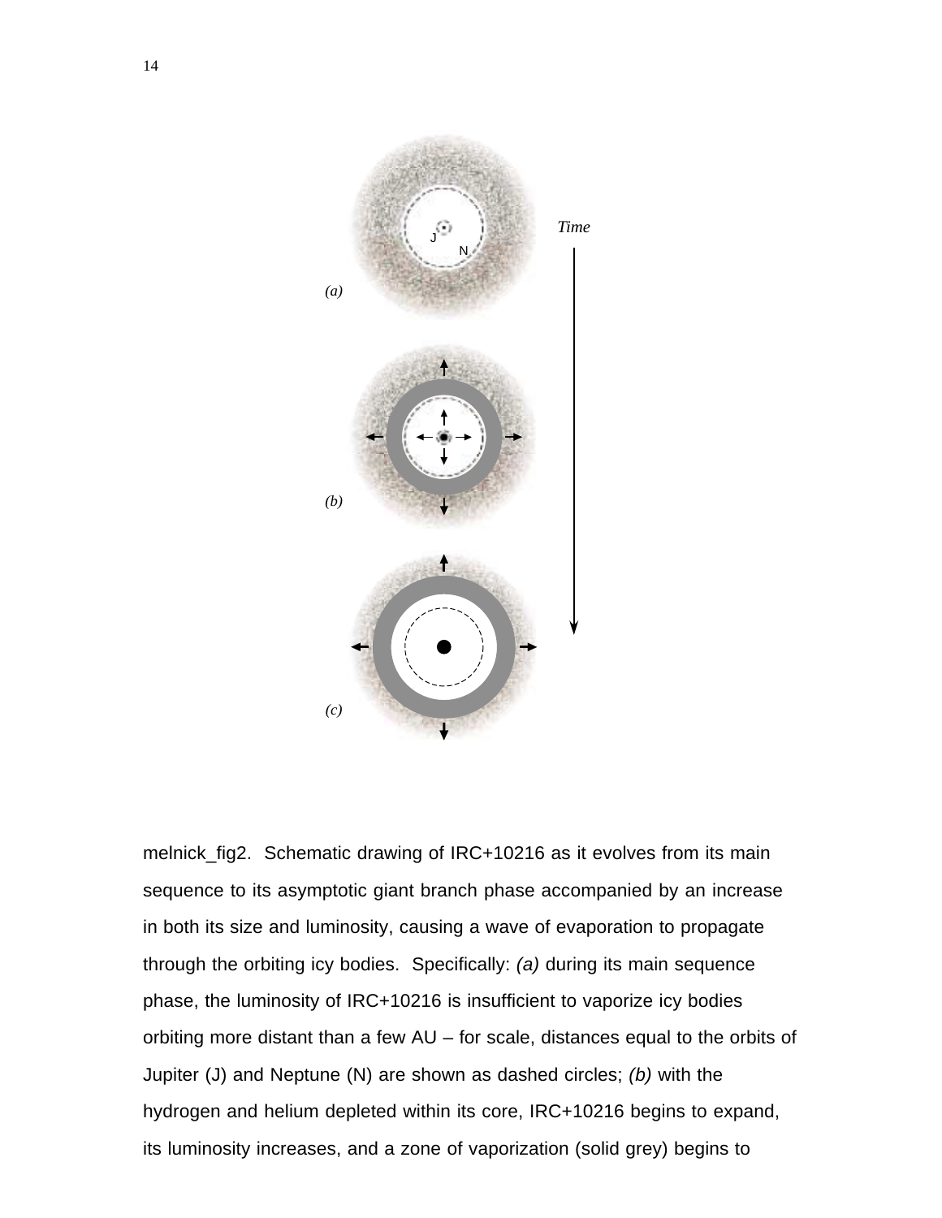melnick_fig2. Schematic drawing of IRC+10216 as it evolves from its main sequence to its asymptotic giant branch phase accompanied by an increase in both its size and luminosity, causing a wave of evaporation to propagate through the orbiting icy bodies. Specifically: *(a)* during its main sequence phase, the luminosity of IRC+10216 is insufficient to vaporize icy bodies orbiting more distant than a few AU – for scale, distances equal to the orbits of Jupiter (J) and Neptune (N) are shown as dashed circles; *(b)* with the hydrogen and helium depleted within its core, IRC+10216 begins to expand, its luminosity increases, and a zone of vaporization (solid grey) begins to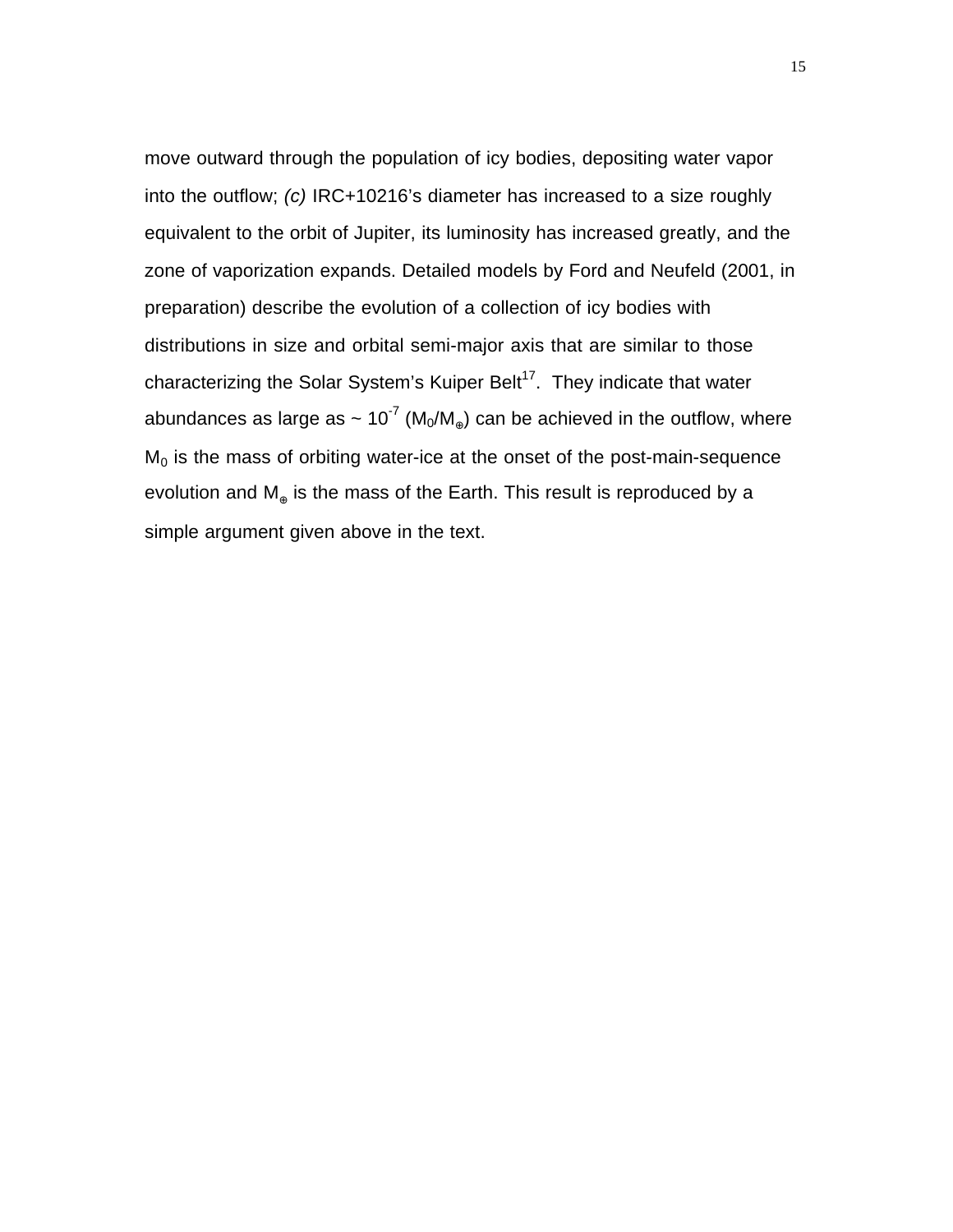move outward through the population of icy bodies, depositing water vapor into the outflow; *(c)* IRC+10216's diameter has increased to a size roughly equivalent to the orbit of Jupiter, its luminosity has increased greatly, and the zone of vaporization expands. Detailed models by Ford and Neufeld (2001, in preparation) describe the evolution of a collection of icy bodies with distributions in size and orbital semi-major axis that are similar to those characterizing the Solar System's Kuiper Belt[17]. They indicate that water abundances as large as ~ $10^{-7}$ ($M_0/M_\oplus$) can be achieved in the outflow, where $M_0$ is the mass of orbiting water-ice at the onset of the post-main-sequence evolution and $M_\oplus$ is the mass of the Earth. This result is reproduced by a simple argument given above in the text.